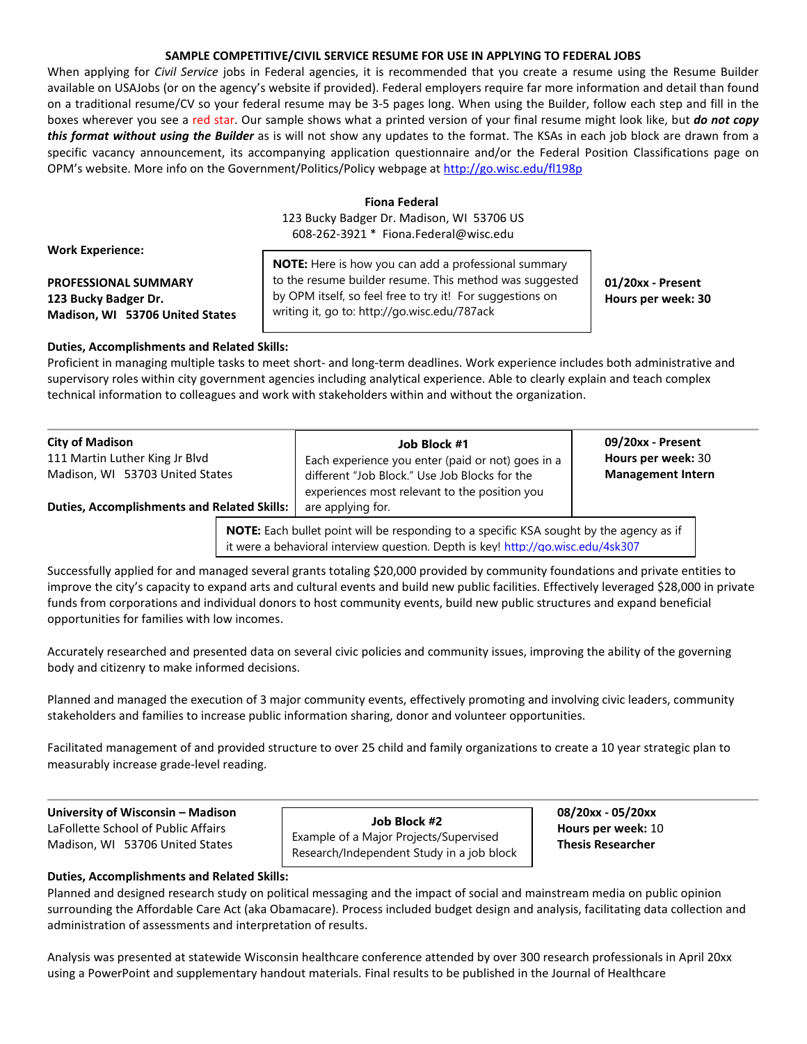**SAMPLE COMPETITIVE/CIVIL SERVICE RESUME FOR USE IN APPLYING TO FEDERAL JOBS**

When applying for *Civil Service* jobs in Federal agencies, it is recommended that you create a resume using the Resume Builder available on USAJobs (or on the agency's website if provided). Federal employers require far more information and detail than found on a traditional resume/CV so your federal resume may be 3-5 pages long. When using the Builder, follow each step and fill in the boxes wherever you see a red star. Our sample shows what a printed version of your final resume might look like, but ***do not copy this format without using the Builder*** as is will not show any updates to the format. The KSAs in each job block are drawn from a specific vacancy announcement, its accompanying application questionnaire and/or the Federal Position Classifications page on OPM's website. More info on the Government/Politics/Policy webpage at http://go.wisc.edu/fl198p

**Fiona Federal**
123 Bucky Badger Dr. Madison, WI 53706 US
608-262-3921 * Fiona.Federal@wisc.edu

**Work Experience:**

**PROFESSIONAL SUMMARY**
**123 Bucky Badger Dr.**
**Madison, WI 53706 United States**

> **NOTE:** Here is how you can add a professional summary to the resume builder resume. This method was suggested by OPM itself, so feel free to try it! For suggestions on writing it, go to: http://go.wisc.edu/787ack

**01/20xx - Present**
**Hours per week: 30**

**Duties, Accomplishments and Related Skills:**
Proficient in managing multiple tasks to meet short- and long-term deadlines. Work experience includes both administrative and supervisory roles within city government agencies including analytical experience. Able to clearly explain and teach complex technical information to colleagues and work with stakeholders within and without the organization.

---

**City of Madison**
111 Martin Luther King Jr Blvd
Madison, WI 53703 United States

> **Job Block #1**
> Each experience you enter (paid or not) goes in a different "Job Block." Use Job Blocks for the experiences most relevant to the position you are applying for.

**09/20xx - Present**
**Hours per week:** 30
**Management Intern**

**Duties, Accomplishments and Related Skills:**

> **NOTE:** Each bullet point will be responding to a specific KSA sought by the agency as if it were a behavioral interview question. Depth is key! http://go.wisc.edu/4sk307

Successfully applied for and managed several grants totaling $20,000 provided by community foundations and private entities to improve the city's capacity to expand arts and cultural events and build new public facilities. Effectively leveraged $28,000 in private funds from corporations and individual donors to host community events, build new public structures and expand beneficial opportunities for families with low incomes.

Accurately researched and presented data on several civic policies and community issues, improving the ability of the governing body and citizenry to make informed decisions.

Planned and managed the execution of 3 major community events, effectively promoting and involving civic leaders, community stakeholders and families to increase public information sharing, donor and volunteer opportunities.

Facilitated management of and provided structure to over 25 child and family organizations to create a 10 year strategic plan to measurably increase grade-level reading.

---

**University of Wisconsin – Madison**
LaFollette School of Public Affairs
Madison, WI 53706 United States

> **Job Block #2**
> Example of a Major Projects/Supervised Research/Independent Study in a job block

**08/20xx - 05/20xx**
**Hours per week:** 10
**Thesis Researcher**

**Duties, Accomplishments and Related Skills:**
Planned and designed research study on political messaging and the impact of social and mainstream media on public opinion surrounding the Affordable Care Act (aka Obamacare). Process included budget design and analysis, facilitating data collection and administration of assessments and interpretation of results.

Analysis was presented at statewide Wisconsin healthcare conference attended by over 300 research professionals in April 20xx using a PowerPoint and supplementary handout materials. Final results to be published in the Journal of Healthcare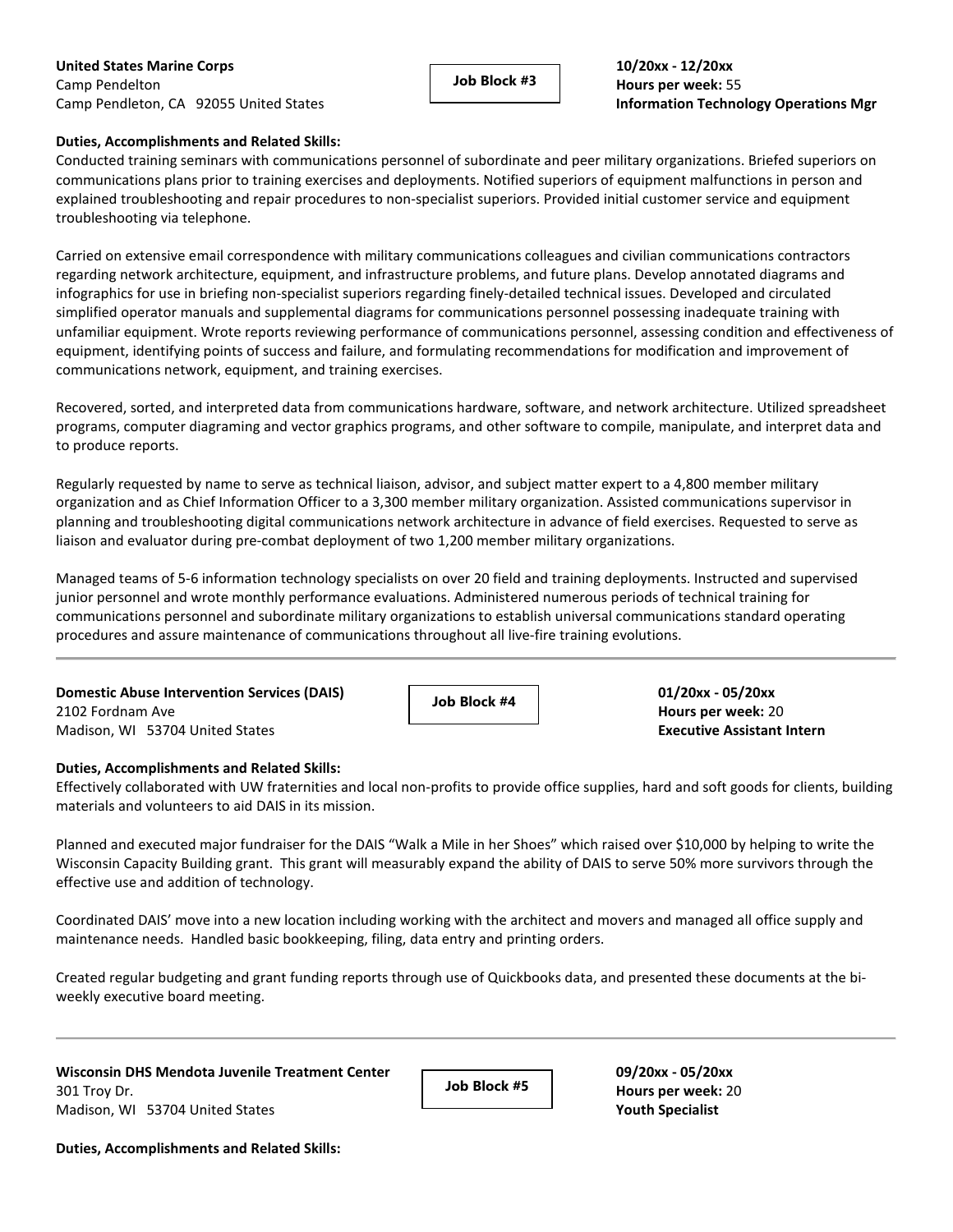**United States Marine Corps**
Camp Pendelton
Camp Pendleton, CA 92055 United States

**Job Block #3**

**10/20xx - 12/20xx**
**Hours per week:** 55
**Information Technology Operations Mgr**

**Duties, Accomplishments and Related Skills:**

Conducted training seminars with communications personnel of subordinate and peer military organizations. Briefed superiors on communications plans prior to training exercises and deployments. Notified superiors of equipment malfunctions in person and explained troubleshooting and repair procedures to non-specialist superiors. Provided initial customer service and equipment troubleshooting via telephone.

Carried on extensive email correspondence with military communications colleagues and civilian communications contractors regarding network architecture, equipment, and infrastructure problems, and future plans. Develop annotated diagrams and infographics for use in briefing non-specialist superiors regarding finely-detailed technical issues. Developed and circulated simplified operator manuals and supplemental diagrams for communications personnel possessing inadequate training with unfamiliar equipment. Wrote reports reviewing performance of communications personnel, assessing condition and effectiveness of equipment, identifying points of success and failure, and formulating recommendations for modification and improvement of communications network, equipment, and training exercises.

Recovered, sorted, and interpreted data from communications hardware, software, and network architecture. Utilized spreadsheet programs, computer diagraming and vector graphics programs, and other software to compile, manipulate, and interpret data and to produce reports.

Regularly requested by name to serve as technical liaison, advisor, and subject matter expert to a 4,800 member military organization and as Chief Information Officer to a 3,300 member military organization. Assisted communications supervisor in planning and troubleshooting digital communications network architecture in advance of field exercises. Requested to serve as liaison and evaluator during pre-combat deployment of two 1,200 member military organizations.

Managed teams of 5-6 information technology specialists on over 20 field and training deployments. Instructed and supervised junior personnel and wrote monthly performance evaluations. Administered numerous periods of technical training for communications personnel and subordinate military organizations to establish universal communications standard operating procedures and assure maintenance of communications throughout all live-fire training evolutions.

---

**Domestic Abuse Intervention Services (DAIS)**
2102 Fordnam Ave
Madison, WI 53704 United States

**Job Block #4**

**01/20xx - 05/20xx**
**Hours per week:** 20
**Executive Assistant Intern**

**Duties, Accomplishments and Related Skills:**

Effectively collaborated with UW fraternities and local non-profits to provide office supplies, hard and soft goods for clients, building materials and volunteers to aid DAIS in its mission.

Planned and executed major fundraiser for the DAIS "Walk a Mile in her Shoes" which raised over $10,000 by helping to write the Wisconsin Capacity Building grant. This grant will measurably expand the ability of DAIS to serve 50% more survivors through the effective use and addition of technology.

Coordinated DAIS' move into a new location including working with the architect and movers and managed all office supply and maintenance needs. Handled basic bookkeeping, filing, data entry and printing orders.

Created regular budgeting and grant funding reports through use of Quickbooks data, and presented these documents at the bi-weekly executive board meeting.

---

**Wisconsin DHS Mendota Juvenile Treatment Center**
301 Troy Dr.
Madison, WI 53704 United States

**Job Block #5**

**09/20xx - 05/20xx**
**Hours per week:** 20
**Youth Specialist**

**Duties, Accomplishments and Related Skills:**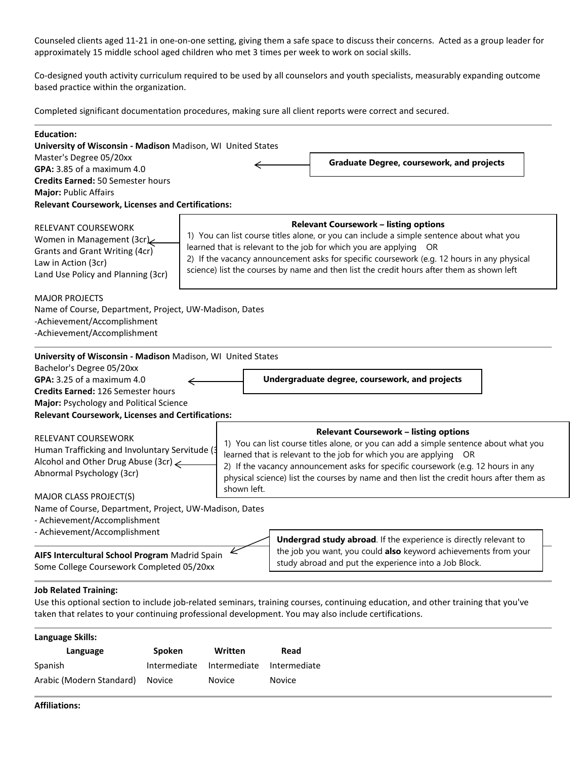Counseled clients aged 11-21 in one-on-one setting, giving them a safe space to discuss their concerns. Acted as a group leader for approximately 15 middle school aged children who met 3 times per week to work on social skills.

Co-designed youth activity curriculum required to be used by all counselors and youth specialists, measurably expanding outcome based practice within the organization.

Completed significant documentation procedures, making sure all client reports were correct and secured.

---

**Education:**

**University of Wisconsin - Madison** Madison, WI United States
Master's Degree 05/20xx
**GPA:** 3.85 of a maximum 4.0
**Credits Earned:** 50 Semester hours
**Major:** Public Affairs
**Relevant Coursework, Licenses and Certifications:**

> **Graduate Degree, coursework, and projects**

RELEVANT COURSEWORK
Women in Management (3cr)
Grants and Grant Writing (4cr)
Law in Action (3cr)
Land Use Policy and Planning (3cr)

> **Relevant Coursework – listing options**
> 1) You can list course titles alone, or you can include a simple sentence about what you learned that is relevant to the job for which you are applying OR
> 2) If the vacancy announcement asks for specific coursework (e.g. 12 hours in any physical science) list the courses by name and then list the credit hours after them as shown left

MAJOR PROJECTS
Name of Course, Department, Project, UW-Madison, Dates
-Achievement/Accomplishment
-Achievement/Accomplishment

---

**University of Wisconsin - Madison** Madison, WI United States
Bachelor's Degree 05/20xx
**GPA:** 3.25 of a maximum 4.0
**Credits Earned:** 126 Semester hours
**Major:** Psychology and Political Science
**Relevant Coursework, Licenses and Certifications:**

> **Undergraduate degree, coursework, and projects**

RELEVANT COURSEWORK
Human Trafficking and Involuntary Servitude (3
Alcohol and Other Drug Abuse (3cr)
Abnormal Psychology (3cr)

> **Relevant Coursework – listing options**
> 1) You can list course titles alone, or you can add a simple sentence about what you learned that is relevant to the job for which you are applying OR
> 2) If the vacancy announcement asks for specific coursework (e.g. 12 hours in any physical science) list the courses by name and then list the credit hours after them as shown left.

MAJOR CLASS PROJECT(S)
Name of Course, Department, Project, UW-Madison, Dates
- Achievement/Accomplishment
- Achievement/Accomplishment

---

**AIFS Intercultural School Program** Madrid Spain
Some College Coursework Completed 05/20xx

> **Undergrad study abroad**. If the experience is directly relevant to the job you want, you could **also** keyword achievements from your study abroad and put the experience into a Job Block.

---

**Job Related Training:**

Use this optional section to include job-related seminars, training courses, continuing education, and other training that you've taken that relates to your continuing professional development. You may also include certifications.

---

**Language Skills:**

| Language | Spoken | Written | Read |
|---|---|---|---|
| Spanish | Intermediate | Intermediate | Intermediate |
| Arabic (Modern Standard) | Novice | Novice | Novice |

---

**Affiliations:**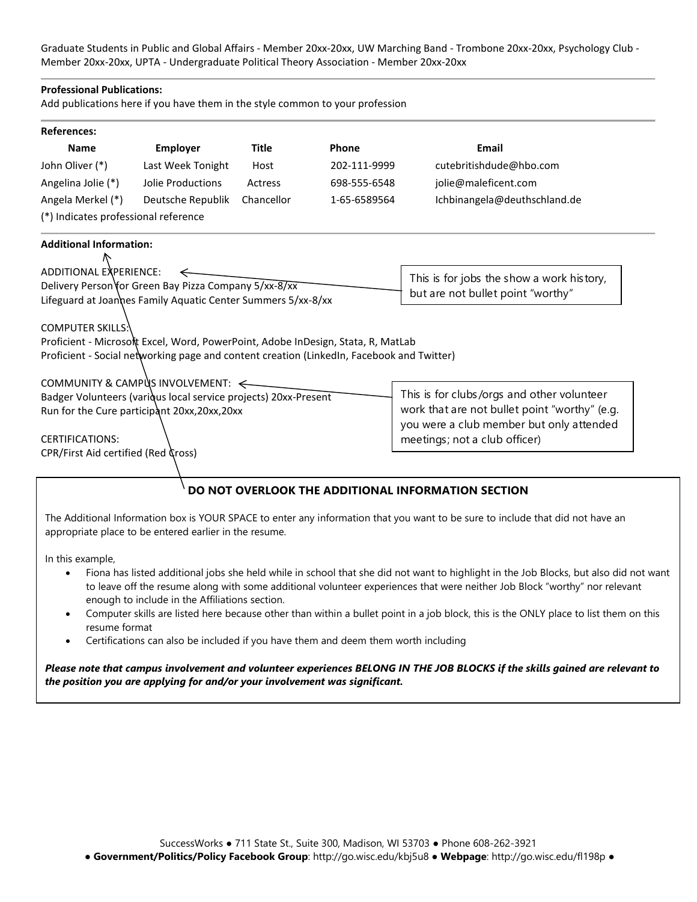Graduate Students in Public and Global Affairs - Member 20xx-20xx, UW Marching Band - Trombone 20xx-20xx, Psychology Club - Member 20xx-20xx, UPTA - Undergraduate Political Theory Association - Member 20xx-20xx

---

**Professional Publications:**

Add publications here if you have them in the style common to your profession

---

**References:**

| Name | Employer | Title | Phone | Email |
|---|---|---|---|---|
| John Oliver (*) | Last Week Tonight | Host | 202-111-9999 | cutebritishdude@hbo.com |
| Angelina Jolie (*) | Jolie Productions | Actress | 698-555-6548 | jolie@maleficent.com |
| Angela Merkel (*) | Deutsche Republik | Chancellor | 1-65-6589564 | Ichbinangela@deuthschland.de |

(*) Indicates professional reference

---

**Additional Information:**

ADDITIONAL EXPERIENCE:
Delivery Person for Green Bay Pizza Company 5/xx-8/xx
Lifeguard at Joannes Family Aquatic Center Summers 5/xx-8/xx

This is for jobs the show a work history, but are not bullet point "worthy"

COMPUTER SKILLS:
Proficient - Microsoft Excel, Word, PowerPoint, Adobe InDesign, Stata, R, MatLab
Proficient - Social networking page and content creation (LinkedIn, Facebook and Twitter)

COMMUNITY & CAMPUS INVOLVEMENT:
Badger Volunteers (various local service projects) 20xx-Present
Run for the Cure participant 20xx,20xx,20xx

This is for clubs/orgs and other volunteer work that are not bullet point "worthy" (e.g. you were a club member but only attended meetings; not a club officer)

CERTIFICATIONS:
CPR/First Aid certified (Red Cross)

**DO NOT OVERLOOK THE ADDITIONAL INFORMATION SECTION**

The Additional Information box is YOUR SPACE to enter any information that you want to be sure to include that did not have an appropriate place to be entered earlier in the resume.

In this example,

- Fiona has listed additional jobs she held while in school that she did not want to highlight in the Job Blocks, but also did not want to leave off the resume along with some additional volunteer experiences that were neither Job Block "worthy" nor relevant enough to include in the Affiliations section.
- Computer skills are listed here because other than within a bullet point in a job block, this is the ONLY place to list them on this resume format
- Certifications can also be included if you have them and deem them worth including

***Please note that campus involvement and volunteer experiences BELONG IN THE JOB BLOCKS if the skills gained are relevant to the position you are applying for and/or your involvement was significant.***

SuccessWorks ● 711 State St., Suite 300, Madison, WI 53703 ● Phone 608-262-3921
● **Government/Politics/Policy Facebook Group**: http://go.wisc.edu/kbj5u8 ● **Webpage**: http://go.wisc.edu/fl198p ●